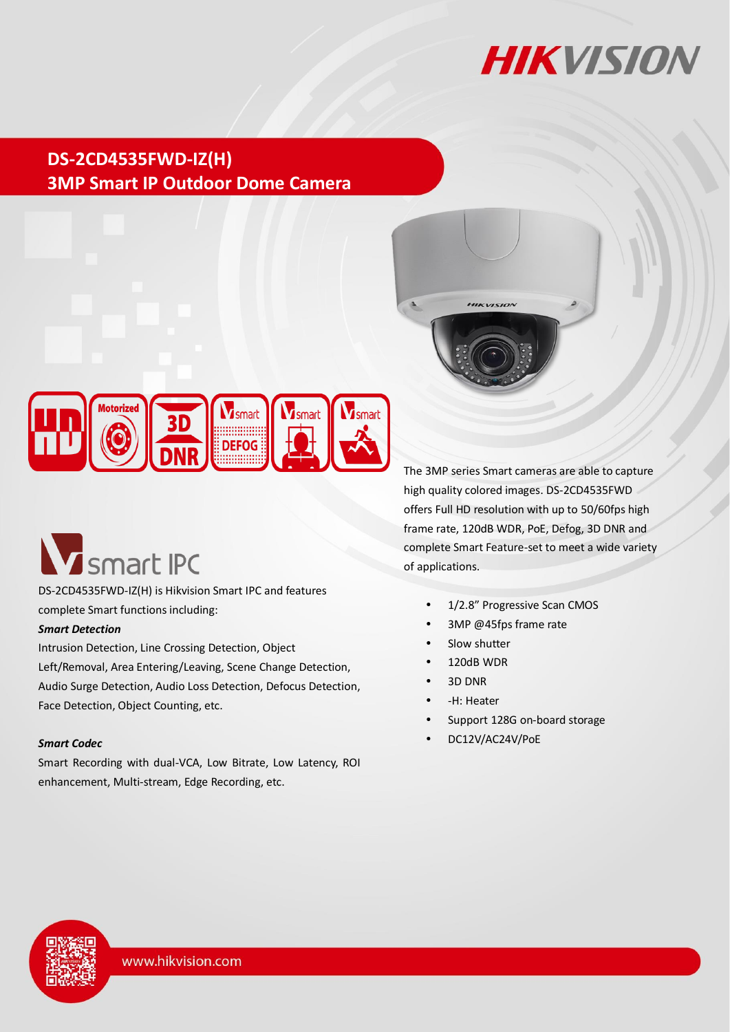# HIKVISION

## DS-2CD4535FWD-IZ(H)
## 3MP Smart IP Outdoor Dome Camera

HD | Motorized | 3D DNR | smart DEFOG | smart | smart

The 3MP series Smart cameras are able to capture high quality colored images. DS-2CD4535FWD offers Full HD resolution with up to 50/60fps high frame rate, 120dB WDR, PoE, Defog, 3D DNR and complete Smart Feature-set to meet a wide variety of applications.

- 1/2.8" Progressive Scan CMOS
- 3MP @45fps frame rate
- Slow shutter
- 120dB WDR
- 3D DNR
- -H: Heater
- Support 128G on-board storage
- DC12V/AC24V/PoE

## smart IPC

DS-2CD4535FWD-IZ(H) is Hikvision Smart IPC and features complete Smart functions including:

***Smart Detection***

Intrusion Detection, Line Crossing Detection, Object Left/Removal, Area Entering/Leaving, Scene Change Detection, Audio Surge Detection, Audio Loss Detection, Defocus Detection, Face Detection, Object Counting, etc.

***Smart Codec***

Smart Recording with dual-VCA, Low Bitrate, Low Latency, ROI enhancement, Multi-stream, Edge Recording, etc.

www.hikvision.com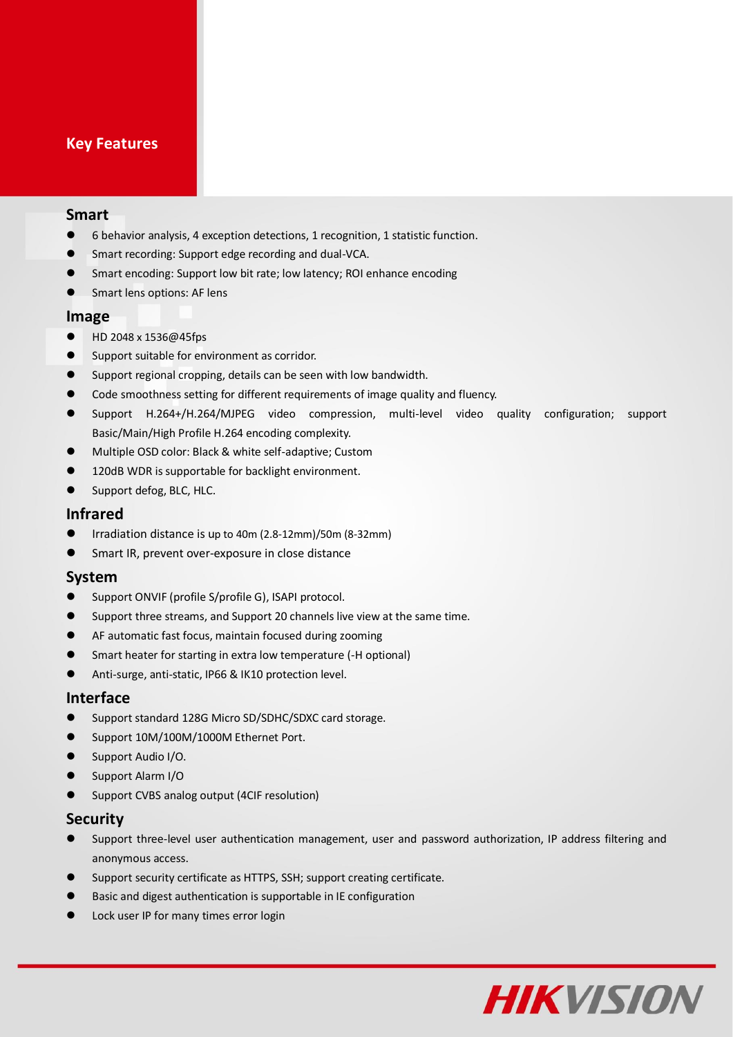# Key Features

## Smart

- 6 behavior analysis, 4 exception detections, 1 recognition, 1 statistic function.
- Smart recording: Support edge recording and dual-VCA.
- Smart encoding: Support low bit rate; low latency; ROI enhance encoding
- Smart lens options: AF lens

## Image

- HD 2048 x 1536@45fps
- Support suitable for environment as corridor.
- Support regional cropping, details can be seen with low bandwidth.
- Code smoothness setting for different requirements of image quality and fluency.
- Support H.264+/H.264/MJPEG video compression, multi-level video quality configuration; support Basic/Main/High Profile H.264 encoding complexity.
- Multiple OSD color: Black & white self-adaptive; Custom
- 120dB WDR is supportable for backlight environment.
- Support defog, BLC, HLC.

## Infrared

- Irradiation distance is up to 40m (2.8-12mm)/50m (8-32mm)
- Smart IR, prevent over-exposure in close distance

## System

- Support ONVIF (profile S/profile G), ISAPI protocol.
- Support three streams, and Support 20 channels live view at the same time.
- AF automatic fast focus, maintain focused during zooming
- Smart heater for starting in extra low temperature (-H optional)
- Anti-surge, anti-static, IP66 & IK10 protection level.

## Interface

- Support standard 128G Micro SD/SDHC/SDXC card storage.
- Support 10M/100M/1000M Ethernet Port.
- Support Audio I/O.
- Support Alarm I/O
- Support CVBS analog output (4CIF resolution)

## Security

- Support three-level user authentication management, user and password authorization, IP address filtering and anonymous access.
- Support security certificate as HTTPS, SSH; support creating certificate.
- Basic and digest authentication is supportable in IE configuration
- Lock user IP for many times error login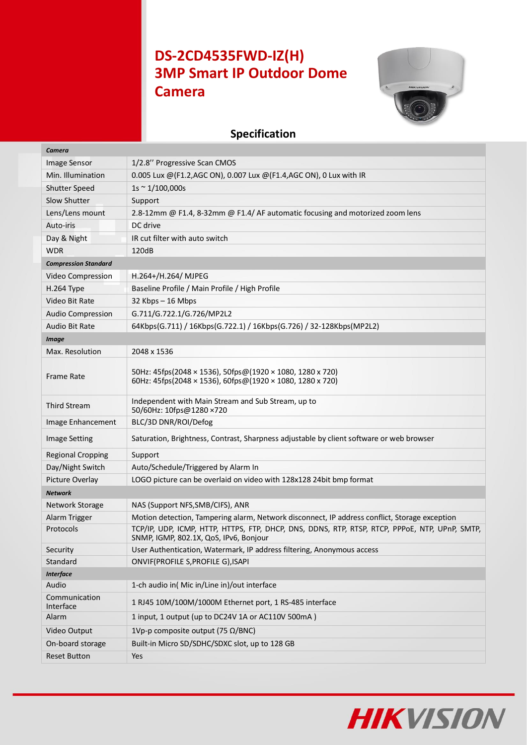# DS-2CD4535FWD-IZ(H) 3MP Smart IP Outdoor Dome Camera

## Specification

| | |
|---|---|
| ***Camera*** | |
| Image Sensor | 1/2.8'' Progressive Scan CMOS |
| Min. Illumination | 0.005 Lux @(F1.2,AGC ON), 0.007 Lux @(F1.4,AGC ON), 0 Lux with IR |
| Shutter Speed | 1s ~ 1/100,000s |
| Slow Shutter | Support |
| Lens/Lens mount | 2.8-12mm @ F1.4, 8-32mm @ F1.4/ AF automatic focusing and motorized zoom lens |
| Auto-iris | DC drive |
| Day & Night | IR cut filter with auto switch |
| WDR | 120dB |
| ***Compression Standard*** | |
| Video Compression | H.264+/H.264/ MJPEG |
| H.264 Type | Baseline Profile / Main Profile / High Profile |
| Video Bit Rate | 32 Kbps – 16 Mbps |
| Audio Compression | G.711/G.722.1/G.726/MP2L2 |
| Audio Bit Rate | 64Kbps(G.711) / 16Kbps(G.722.1) / 16Kbps(G.726) / 32-128Kbps(MP2L2) |
| ***Image*** | |
| Max. Resolution | 2048 x 1536 |
| Frame Rate | 50Hz: 45fps(2048 × 1536), 50fps@(1920 × 1080, 1280 x 720)<br>60Hz: 45fps(2048 × 1536), 60fps@(1920 × 1080, 1280 x 720) |
| Third Stream | Independent with Main Stream and Sub Stream, up to<br>50/60Hz: 10fps@1280 ×720 |
| Image Enhancement | BLC/3D DNR/ROI/Defog |
| Image Setting | Saturation, Brightness, Contrast, Sharpness adjustable by client software or web browser |
| Regional Cropping | Support |
| Day/Night Switch | Auto/Schedule/Triggered by Alarm In |
| Picture Overlay | LOGO picture can be overlaid on video with 128x128 24bit bmp format |
| ***Network*** | |
| Network Storage | NAS (Support NFS,SMB/CIFS), ANR |
| Alarm Trigger | Motion detection, Tampering alarm, Network disconnect, IP address conflict, Storage exception |
| Protocols | TCP/IP, UDP, ICMP, HTTP, HTTPS, FTP, DHCP, DNS, DDNS, RTP, RTSP, RTCP, PPPoE, NTP, UPnP, SMTP, SNMP, IGMP, 802.1X, QoS, IPv6, Bonjour |
| Security | User Authentication, Watermark, IP address filtering, Anonymous access |
| Standard | ONVIF(PROFILE S,PROFILE G),ISAPI |
| ***Interface*** | |
| Audio | 1-ch audio in( Mic in/Line in)/out interface |
| Communication Interface | 1 RJ45 10M/100M/1000M Ethernet port, 1 RS-485 interface |
| Alarm | 1 input, 1 output (up to DC24V 1A or AC110V 500mA ) |
| Video Output | 1Vp-p composite output (75 Ω/BNC) |
| On-board storage | Built-in Micro SD/SDHC/SDXC slot, up to 128 GB |
| Reset Button | Yes |

HIKVISION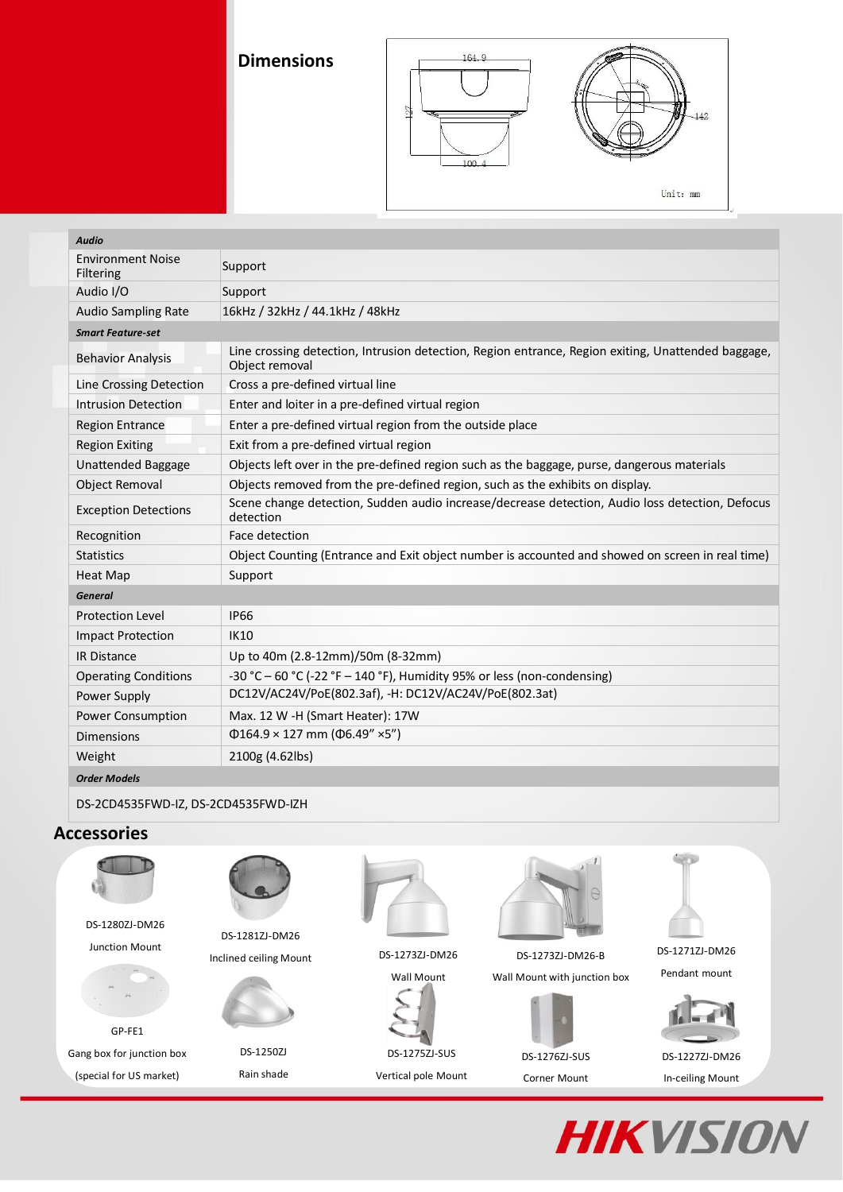## Dimensions

164.9

127

100.4

142

Unit: mm

| | |
|---|---|
| ***Audio*** | |
| Environment Noise Filtering | Support |
| Audio I/O | Support |
| Audio Sampling Rate | 16kHz / 32kHz / 44.1kHz / 48kHz |
| ***Smart Feature-set*** | |
| Behavior Analysis | Line crossing detection, Intrusion detection, Region entrance, Region exiting, Unattended baggage, Object removal |
| Line Crossing Detection | Cross a pre-defined virtual line |
| Intrusion Detection | Enter and loiter in a pre-defined virtual region |
| Region Entrance | Enter a pre-defined virtual region from the outside place |
| Region Exiting | Exit from a pre-defined virtual region |
| Unattended Baggage | Objects left over in the pre-defined region such as the baggage, purse, dangerous materials |
| Object Removal | Objects removed from the pre-defined region, such as the exhibits on display. |
| Exception Detections | Scene change detection, Sudden audio increase/decrease detection, Audio loss detection, Defocus detection |
| Recognition | Face detection |
| Statistics | Object Counting (Entrance and Exit object number is accounted and showed on screen in real time) |
| Heat Map | Support |
| ***General*** | |
| Protection Level | IP66 |
| Impact Protection | IK10 |
| IR Distance | Up to 40m (2.8-12mm)/50m (8-32mm) |
| Operating Conditions | -30 °C – 60 °C (-22 °F – 140 °F), Humidity 95% or less (non-condensing) |
| Power Supply | DC12V/AC24V/PoE(802.3af), -H: DC12V/AC24V/PoE(802.3at) |
| Power Consumption | Max. 12 W -H (Smart Heater): 17W |
| Dimensions | Φ164.9 × 127 mm (Φ6.49" ×5") |
| Weight | 2100g (4.62lbs) |
| ***Order Models*** | |
| DS-2CD4535FWD-IZ, DS-2CD4535FWD-IZH | |

## Accessories

DS-1280ZJ-DM26
Junction Mount

DS-1281ZJ-DM26
Inclined ceiling Mount

DS-1273ZJ-DM26
Wall Mount

DS-1273ZJ-DM26-B
Wall Mount with junction box

DS-1271ZJ-DM26
Pendant mount

GP-FE1
Gang box for junction box
(special for US market)

DS-1250ZJ
Rain shade

DS-1275ZJ-SUS
Vertical pole Mount

DS-1276ZJ-SUS
Corner Mount

DS-1227ZJ-DM26
In-ceiling Mount

HIKVISION